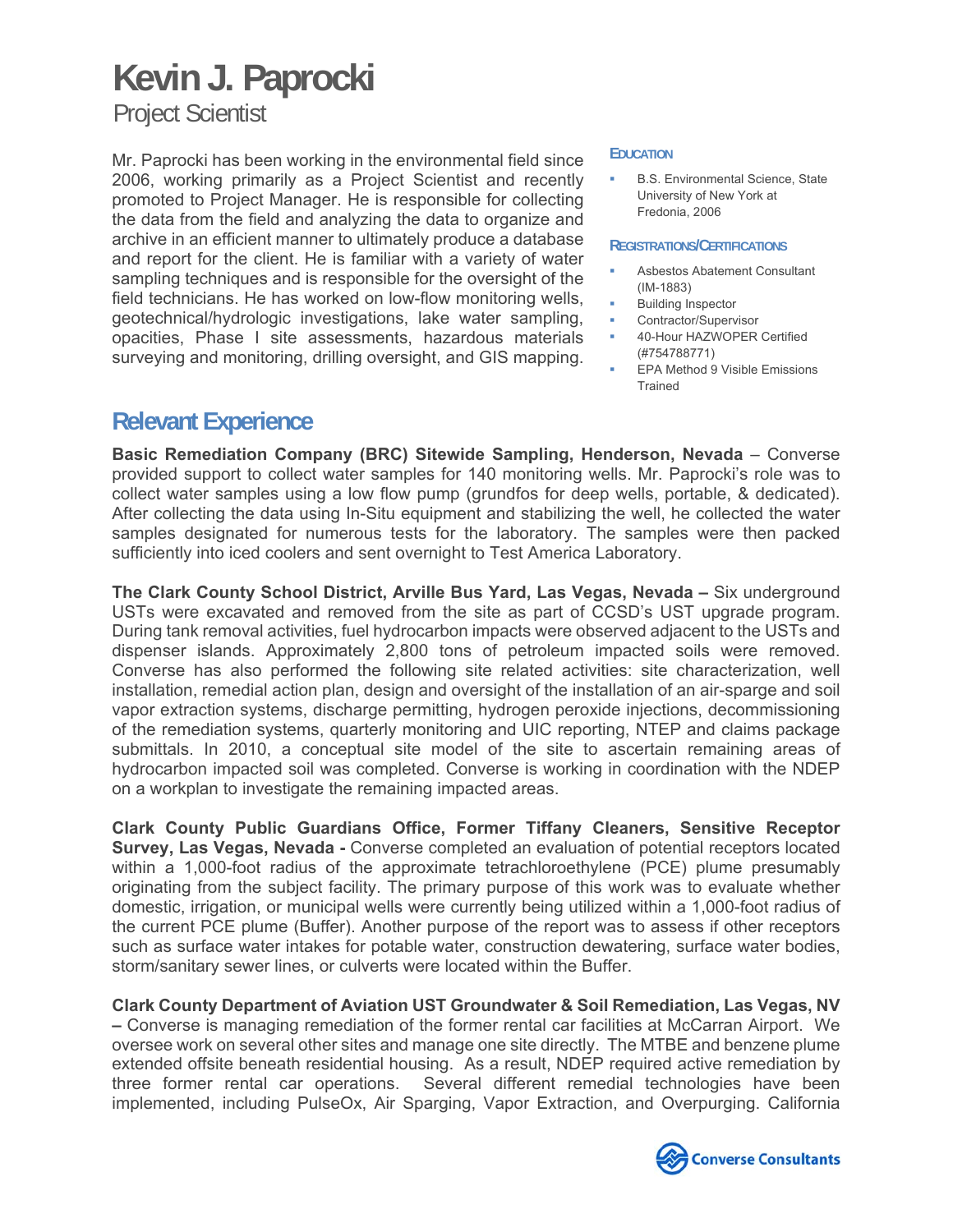# Kevin J. Paprocki

Project Scientist

Mr. Paprocki has been working in the environmental field since 2006, working primarily as a Project Scientist and recently promoted to Project Manager. He is responsible for collecting the data from the field and analyzing the data to organize and archive in an efficient manner to ultimately produce a database and report for the client. He is familiar with a variety of water sampling techniques and is responsible for the oversight of the field technicians. He has worked on low-flow monitoring wells, geotechnical/hydrologic investigations, lake water sampling, opacities, Phase I site assessments, hazardous materials surveying and monitoring, drilling oversight, and GIS mapping.

### Education

- B.S. Environmental Science, State University of New York at Fredonia, 2006

### Registrations/Certifications

- Asbestos Abatement Consultant (IM-1883)
- Building Inspector
- Contractor/Supervisor
- 40-Hour HAZWOPER Certified (#754788771)
- EPA Method 9 Visible Emissions Trained

## Relevant Experience

**Basic Remediation Company (BRC) Sitewide Sampling, Henderson, Nevada** – Converse provided support to collect water samples for 140 monitoring wells. Mr. Paprocki's role was to collect water samples using a low flow pump (grundfos for deep wells, portable, & dedicated). After collecting the data using In-Situ equipment and stabilizing the well, he collected the water samples designated for numerous tests for the laboratory. The samples were then packed sufficiently into iced coolers and sent overnight to Test America Laboratory.

**The Clark County School District, Arville Bus Yard, Las Vegas, Nevada –** Six underground USTs were excavated and removed from the site as part of CCSD's UST upgrade program. During tank removal activities, fuel hydrocarbon impacts were observed adjacent to the USTs and dispenser islands. Approximately 2,800 tons of petroleum impacted soils were removed. Converse has also performed the following site related activities: site characterization, well installation, remedial action plan, design and oversight of the installation of an air-sparge and soil vapor extraction systems, discharge permitting, hydrogen peroxide injections, decommissioning of the remediation systems, quarterly monitoring and UIC reporting, NTEP and claims package submittals. In 2010, a conceptual site model of the site to ascertain remaining areas of hydrocarbon impacted soil was completed. Converse is working in coordination with the NDEP on a workplan to investigate the remaining impacted areas.

**Clark County Public Guardians Office, Former Tiffany Cleaners, Sensitive Receptor Survey, Las Vegas, Nevada -** Converse completed an evaluation of potential receptors located within a 1,000-foot radius of the approximate tetrachloroethylene (PCE) plume presumably originating from the subject facility. The primary purpose of this work was to evaluate whether domestic, irrigation, or municipal wells were currently being utilized within a 1,000-foot radius of the current PCE plume (Buffer). Another purpose of the report was to assess if other receptors such as surface water intakes for potable water, construction dewatering, surface water bodies, storm/sanitary sewer lines, or culverts were located within the Buffer.

**Clark County Department of Aviation UST Groundwater & Soil Remediation, Las Vegas, NV –** Converse is managing remediation of the former rental car facilities at McCarran Airport. We oversee work on several other sites and manage one site directly. The MTBE and benzene plume extended offsite beneath residential housing. As a result, NDEP required active remediation by three former rental car operations. Several different remedial technologies have been implemented, including PulseOx, Air Sparging, Vapor Extraction, and Overpurging. California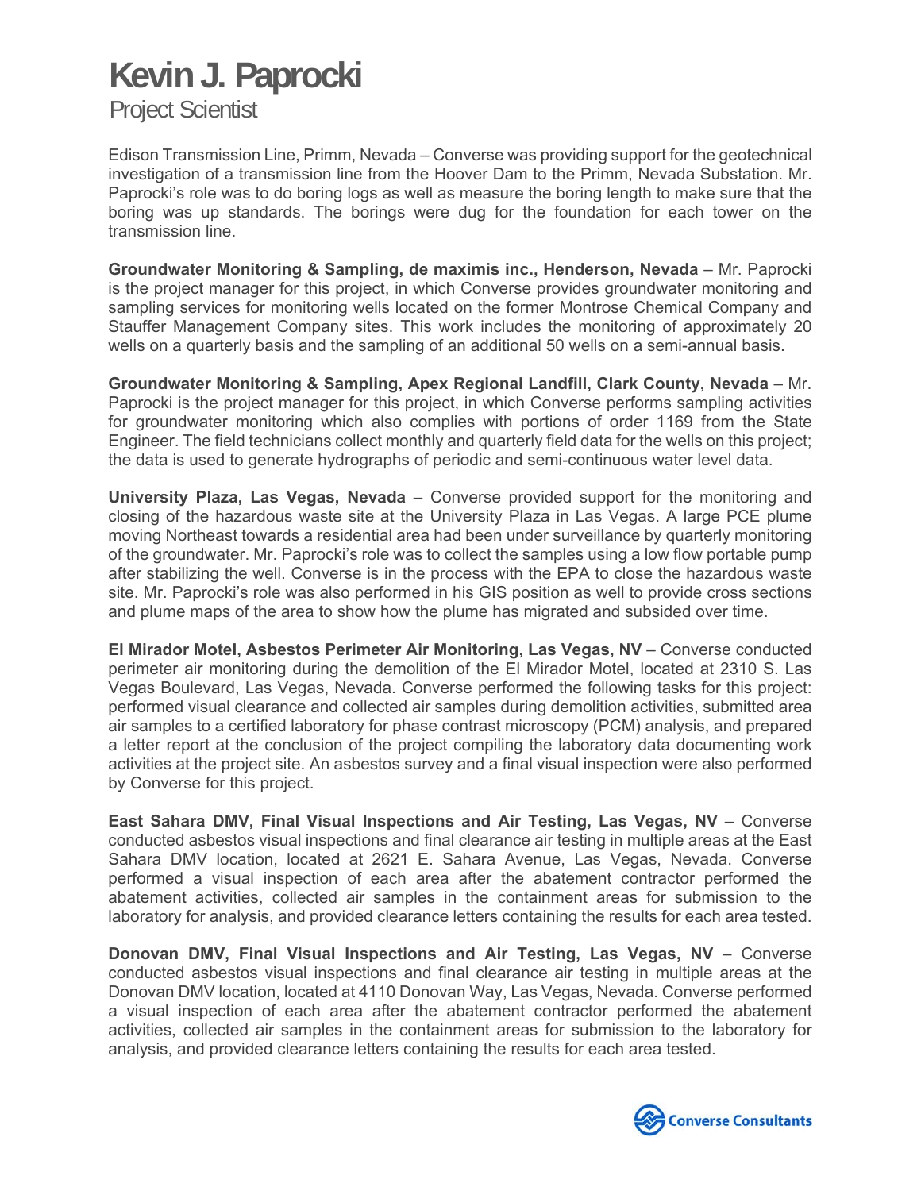# Kevin J. Paprocki

Project Scientist

Edison Transmission Line, Primm, Nevada – Converse was providing support for the geotechnical investigation of a transmission line from the Hoover Dam to the Primm, Nevada Substation. Mr. Paprocki's role was to do boring logs as well as measure the boring length to make sure that the boring was up standards. The borings were dug for the foundation for each tower on the transmission line.

**Groundwater Monitoring & Sampling, de maximis inc., Henderson, Nevada** – Mr. Paprocki is the project manager for this project, in which Converse provides groundwater monitoring and sampling services for monitoring wells located on the former Montrose Chemical Company and Stauffer Management Company sites. This work includes the monitoring of approximately 20 wells on a quarterly basis and the sampling of an additional 50 wells on a semi-annual basis.

**Groundwater Monitoring & Sampling, Apex Regional Landfill, Clark County, Nevada** – Mr. Paprocki is the project manager for this project, in which Converse performs sampling activities for groundwater monitoring which also complies with portions of order 1169 from the State Engineer. The field technicians collect monthly and quarterly field data for the wells on this project; the data is used to generate hydrographs of periodic and semi-continuous water level data.

**University Plaza, Las Vegas, Nevada** – Converse provided support for the monitoring and closing of the hazardous waste site at the University Plaza in Las Vegas. A large PCE plume moving Northeast towards a residential area had been under surveillance by quarterly monitoring of the groundwater. Mr. Paprocki's role was to collect the samples using a low flow portable pump after stabilizing the well. Converse is in the process with the EPA to close the hazardous waste site. Mr. Paprocki's role was also performed in his GIS position as well to provide cross sections and plume maps of the area to show how the plume has migrated and subsided over time.

**El Mirador Motel, Asbestos Perimeter Air Monitoring, Las Vegas, NV** – Converse conducted perimeter air monitoring during the demolition of the El Mirador Motel, located at 2310 S. Las Vegas Boulevard, Las Vegas, Nevada. Converse performed the following tasks for this project: performed visual clearance and collected air samples during demolition activities, submitted area air samples to a certified laboratory for phase contrast microscopy (PCM) analysis, and prepared a letter report at the conclusion of the project compiling the laboratory data documenting work activities at the project site. An asbestos survey and a final visual inspection were also performed by Converse for this project.

**East Sahara DMV, Final Visual Inspections and Air Testing, Las Vegas, NV** – Converse conducted asbestos visual inspections and final clearance air testing in multiple areas at the East Sahara DMV location, located at 2621 E. Sahara Avenue, Las Vegas, Nevada. Converse performed a visual inspection of each area after the abatement contractor performed the abatement activities, collected air samples in the containment areas for submission to the laboratory for analysis, and provided clearance letters containing the results for each area tested.

**Donovan DMV, Final Visual Inspections and Air Testing, Las Vegas, NV** – Converse conducted asbestos visual inspections and final clearance air testing in multiple areas at the Donovan DMV location, located at 4110 Donovan Way, Las Vegas, Nevada. Converse performed a visual inspection of each area after the abatement contractor performed the abatement activities, collected air samples in the containment areas for submission to the laboratory for analysis, and provided clearance letters containing the results for each area tested.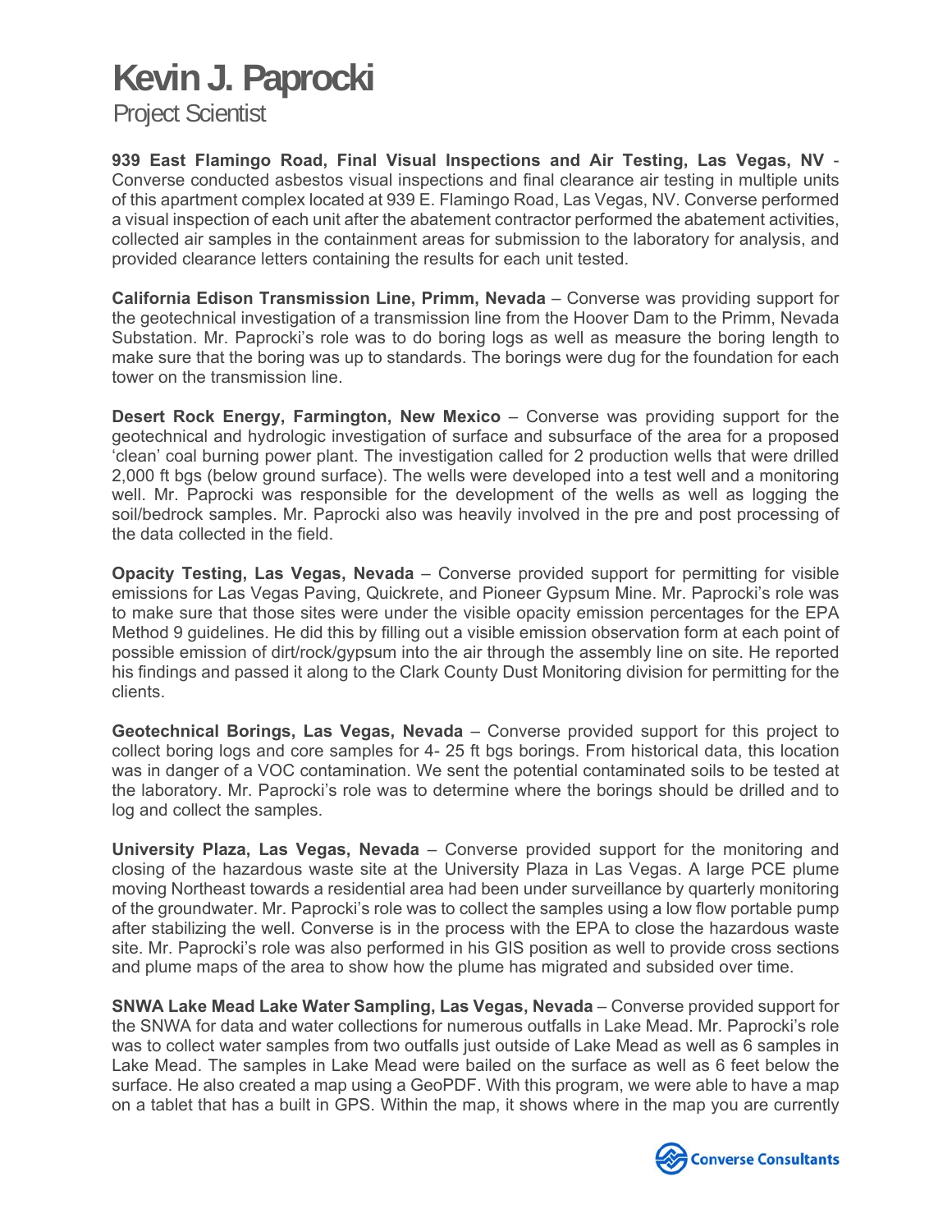# Kevin J. Paprocki

Project Scientist

**939 East Flamingo Road, Final Visual Inspections and Air Testing, Las Vegas, NV** - Converse conducted asbestos visual inspections and final clearance air testing in multiple units of this apartment complex located at 939 E. Flamingo Road, Las Vegas, NV. Converse performed a visual inspection of each unit after the abatement contractor performed the abatement activities, collected air samples in the containment areas for submission to the laboratory for analysis, and provided clearance letters containing the results for each unit tested.

**California Edison Transmission Line, Primm, Nevada** – Converse was providing support for the geotechnical investigation of a transmission line from the Hoover Dam to the Primm, Nevada Substation. Mr. Paprocki's role was to do boring logs as well as measure the boring length to make sure that the boring was up to standards. The borings were dug for the foundation for each tower on the transmission line.

**Desert Rock Energy, Farmington, New Mexico** – Converse was providing support for the geotechnical and hydrologic investigation of surface and subsurface of the area for a proposed 'clean' coal burning power plant. The investigation called for 2 production wells that were drilled 2,000 ft bgs (below ground surface). The wells were developed into a test well and a monitoring well. Mr. Paprocki was responsible for the development of the wells as well as logging the soil/bedrock samples. Mr. Paprocki also was heavily involved in the pre and post processing of the data collected in the field.

**Opacity Testing, Las Vegas, Nevada** – Converse provided support for permitting for visible emissions for Las Vegas Paving, Quickrete, and Pioneer Gypsum Mine. Mr. Paprocki's role was to make sure that those sites were under the visible opacity emission percentages for the EPA Method 9 guidelines. He did this by filling out a visible emission observation form at each point of possible emission of dirt/rock/gypsum into the air through the assembly line on site. He reported his findings and passed it along to the Clark County Dust Monitoring division for permitting for the clients.

**Geotechnical Borings, Las Vegas, Nevada** – Converse provided support for this project to collect boring logs and core samples for 4- 25 ft bgs borings. From historical data, this location was in danger of a VOC contamination. We sent the potential contaminated soils to be tested at the laboratory. Mr. Paprocki's role was to determine where the borings should be drilled and to log and collect the samples.

**University Plaza, Las Vegas, Nevada** – Converse provided support for the monitoring and closing of the hazardous waste site at the University Plaza in Las Vegas. A large PCE plume moving Northeast towards a residential area had been under surveillance by quarterly monitoring of the groundwater. Mr. Paprocki's role was to collect the samples using a low flow portable pump after stabilizing the well. Converse is in the process with the EPA to close the hazardous waste site. Mr. Paprocki's role was also performed in his GIS position as well to provide cross sections and plume maps of the area to show how the plume has migrated and subsided over time.

**SNWA Lake Mead Lake Water Sampling, Las Vegas, Nevada** – Converse provided support for the SNWA for data and water collections for numerous outfalls in Lake Mead. Mr. Paprocki's role was to collect water samples from two outfalls just outside of Lake Mead as well as 6 samples in Lake Mead. The samples in Lake Mead were bailed on the surface as well as 6 feet below the surface. He also created a map using a GeoPDF. With this program, we were able to have a map on a tablet that has a built in GPS. Within the map, it shows where in the map you are currently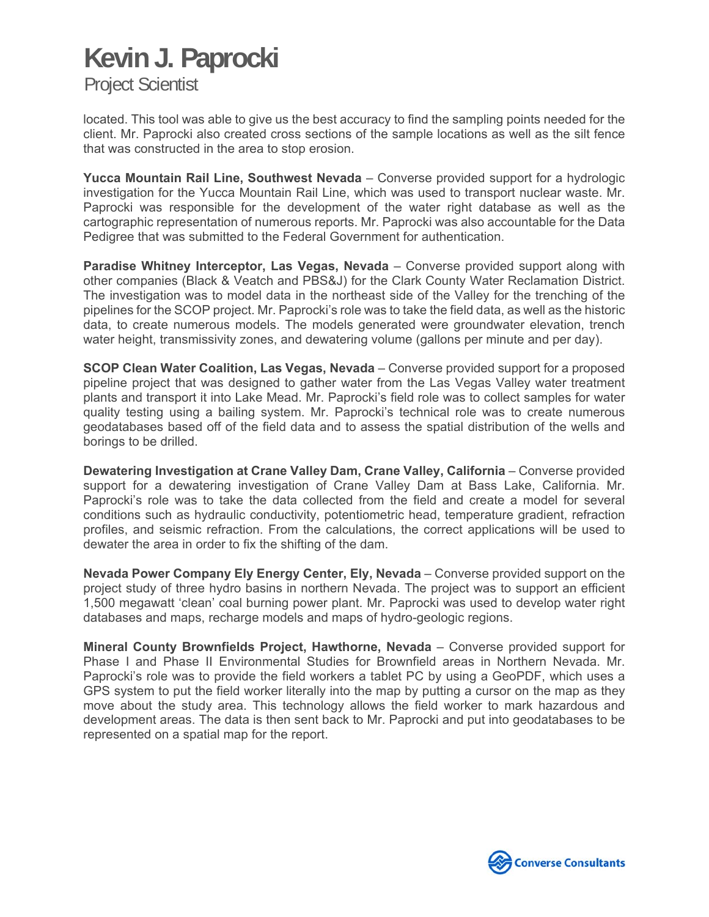located. This tool was able to give us the best accuracy to find the sampling points needed for the client. Mr. Paprocki also created cross sections of the sample locations as well as the silt fence that was constructed in the area to stop erosion.

**Yucca Mountain Rail Line, Southwest Nevada** – Converse provided support for a hydrologic investigation for the Yucca Mountain Rail Line, which was used to transport nuclear waste. Mr. Paprocki was responsible for the development of the water right database as well as the cartographic representation of numerous reports. Mr. Paprocki was also accountable for the Data Pedigree that was submitted to the Federal Government for authentication.

**Paradise Whitney Interceptor, Las Vegas, Nevada** – Converse provided support along with other companies (Black & Veatch and PBS&J) for the Clark County Water Reclamation District. The investigation was to model data in the northeast side of the Valley for the trenching of the pipelines for the SCOP project. Mr. Paprocki's role was to take the field data, as well as the historic data, to create numerous models. The models generated were groundwater elevation, trench water height, transmissivity zones, and dewatering volume (gallons per minute and per day).

**SCOP Clean Water Coalition, Las Vegas, Nevada** – Converse provided support for a proposed pipeline project that was designed to gather water from the Las Vegas Valley water treatment plants and transport it into Lake Mead. Mr. Paprocki's field role was to collect samples for water quality testing using a bailing system. Mr. Paprocki's technical role was to create numerous geodatabases based off of the field data and to assess the spatial distribution of the wells and borings to be drilled.

**Dewatering Investigation at Crane Valley Dam, Crane Valley, California** – Converse provided support for a dewatering investigation of Crane Valley Dam at Bass Lake, California. Mr. Paprocki's role was to take the data collected from the field and create a model for several conditions such as hydraulic conductivity, potentiometric head, temperature gradient, refraction profiles, and seismic refraction. From the calculations, the correct applications will be used to dewater the area in order to fix the shifting of the dam.

**Nevada Power Company Ely Energy Center, Ely, Nevada** – Converse provided support on the project study of three hydro basins in northern Nevada. The project was to support an efficient 1,500 megawatt 'clean' coal burning power plant. Mr. Paprocki was used to develop water right databases and maps, recharge models and maps of hydro-geologic regions.

**Mineral County Brownfields Project, Hawthorne, Nevada** – Converse provided support for Phase I and Phase II Environmental Studies for Brownfield areas in Northern Nevada. Mr. Paprocki's role was to provide the field workers a tablet PC by using a GeoPDF, which uses a GPS system to put the field worker literally into the map by putting a cursor on the map as they move about the study area. This technology allows the field worker to mark hazardous and development areas. The data is then sent back to Mr. Paprocki and put into geodatabases to be represented on a spatial map for the report.